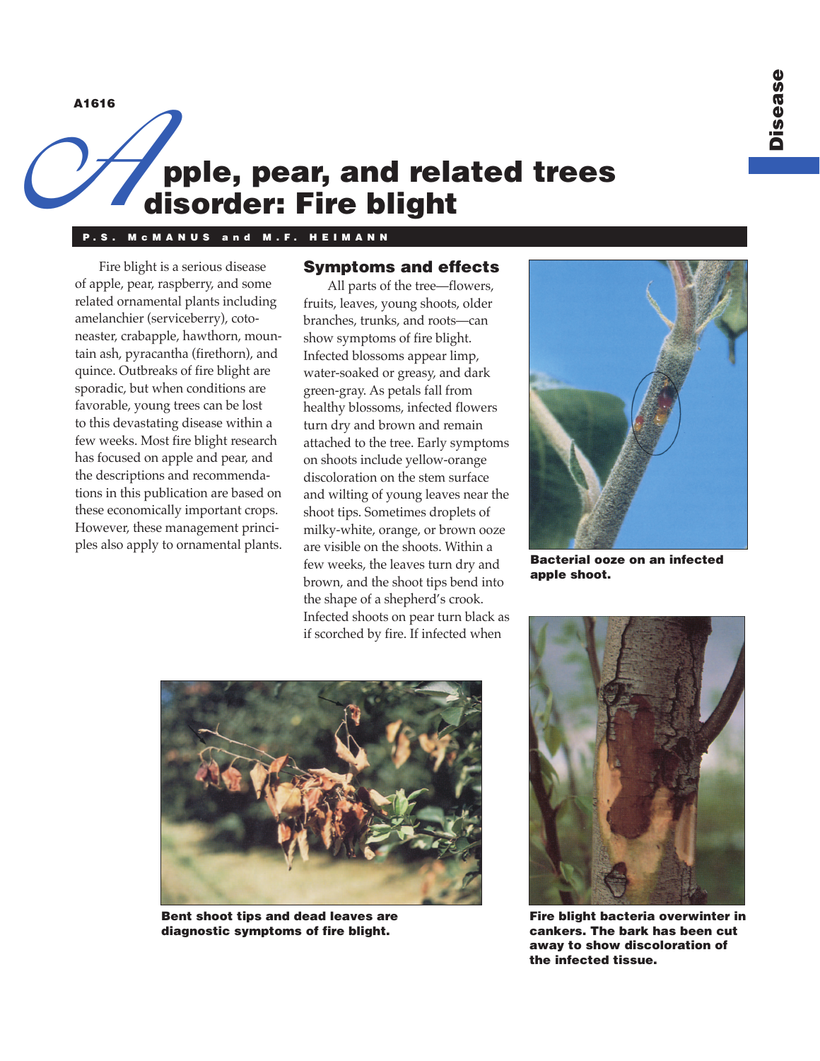A1616

# Apple, pear, and related trees disorder: Fire blight

**P.S. McMANUS and M.F. HEIMANN**

Fire blight is a serious disease of apple, pear, raspberry, and some related ornamental plants including amelanchier (serviceberry), cotoneaster, crabapple, hawthorn, mountain ash, pyracantha (firethorn), and quince. Outbreaks of fire blight are sporadic, but when conditions are favorable, young trees can be lost to this devastating disease within a few weeks. Most fire blight research has focused on apple and pear, and the descriptions and recommendations in this publication are based on these economically important crops. However, these management principles also apply to ornamental plants.

## Symptoms and effects

All parts of the tree—flowers, fruits, leaves, young shoots, older branches, trunks, and roots—can show symptoms of fire blight. Infected blossoms appear limp, water-soaked or greasy, and dark green-gray. As petals fall from healthy blossoms, infected flowers turn dry and brown and remain attached to the tree. Early symptoms on shoots include yellow-orange discoloration on the stem surface and wilting of young leaves near the shoot tips. Sometimes droplets of milky-white, orange, or brown ooze are visible on the shoots. Within a few weeks, the leaves turn dry and brown, and the shoot tips bend into the shape of a shepherd's crook. Infected shoots on pear turn black as if scorched by fire. If infected when

**Bacterial ooze on an infected apple shoot.**

**Bent shoot tips and dead leaves are diagnostic symptoms of fire blight.**

**Fire blight bacteria overwinter in cankers. The bark has been cut away to show discoloration of the infected tissue.**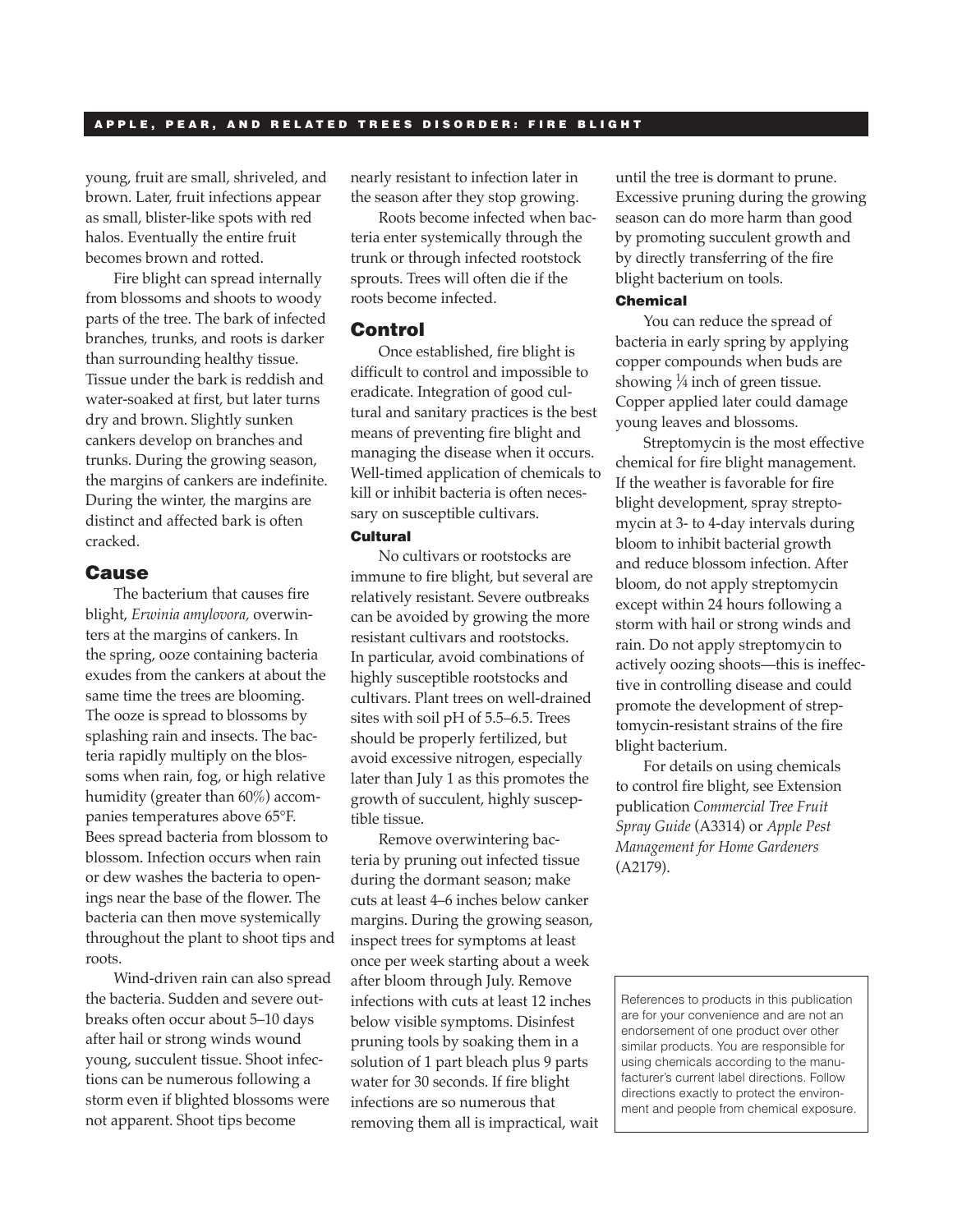young, fruit are small, shriveled, and brown. Later, fruit infections appear as small, blister-like spots with red halos. Eventually the entire fruit becomes brown and rotted.

Fire blight can spread internally from blossoms and shoots to woody parts of the tree. The bark of infected branches, trunks, and roots is darker than surrounding healthy tissue. Tissue under the bark is reddish and water-soaked at first, but later turns dry and brown. Slightly sunken cankers develop on branches and trunks. During the growing season, the margins of cankers are indefinite. During the winter, the margins are distinct and affected bark is often cracked.

## Cause

The bacterium that causes fire blight, *Erwinia amylovora,* overwinters at the margins of cankers. In the spring, ooze containing bacteria exudes from the cankers at about the same time the trees are blooming. The ooze is spread to blossoms by splashing rain and insects. The bacteria rapidly multiply on the blossoms when rain, fog, or high relative humidity (greater than 60%) accompanies temperatures above 65°F. Bees spread bacteria from blossom to blossom. Infection occurs when rain or dew washes the bacteria to openings near the base of the flower. The bacteria can then move systemically throughout the plant to shoot tips and roots.

Wind-driven rain can also spread the bacteria. Sudden and severe outbreaks often occur about 5–10 days after hail or strong winds wound young, succulent tissue. Shoot infections can be numerous following a storm even if blighted blossoms were not apparent. Shoot tips become nearly resistant to infection later in the season after they stop growing.

Roots become infected when bacteria enter systemically through the trunk or through infected rootstock sprouts. Trees will often die if the roots become infected.

## Control

Once established, fire blight is difficult to control and impossible to eradicate. Integration of good cultural and sanitary practices is the best means of preventing fire blight and managing the disease when it occurs. Well-timed application of chemicals to kill or inhibit bacteria is often necessary on susceptible cultivars.

### Cultural

No cultivars or rootstocks are immune to fire blight, but several are relatively resistant. Severe outbreaks can be avoided by growing the more resistant cultivars and rootstocks. In particular, avoid combinations of highly susceptible rootstocks and cultivars. Plant trees on well-drained sites with soil pH of 5.5–6.5. Trees should be properly fertilized, but avoid excessive nitrogen, especially later than July 1 as this promotes the growth of succulent, highly susceptible tissue.

Remove overwintering bacteria by pruning out infected tissue during the dormant season; make cuts at least 4–6 inches below canker margins. During the growing season, inspect trees for symptoms at least once per week starting about a week after bloom through July. Remove infections with cuts at least 12 inches below visible symptoms. Disinfest pruning tools by soaking them in a solution of 1 part bleach plus 9 parts water for 30 seconds. If fire blight infections are so numerous that removing them all is impractical, wait until the tree is dormant to prune. Excessive pruning during the growing season can do more harm than good by promoting succulent growth and by directly transferring of the fire blight bacterium on tools.

### Chemical

You can reduce the spread of bacteria in early spring by applying copper compounds when buds are showing ¼ inch of green tissue. Copper applied later could damage young leaves and blossoms.

Streptomycin is the most effective chemical for fire blight management. If the weather is favorable for fire blight development, spray streptomycin at 3- to 4-day intervals during bloom to inhibit bacterial growth and reduce blossom infection. After bloom, do not apply streptomycin except within 24 hours following a storm with hail or strong winds and rain. Do not apply streptomycin to actively oozing shoots—this is ineffective in controlling disease and could promote the development of streptomycin-resistant strains of the fire blight bacterium.

For details on using chemicals to control fire blight, see Extension publication *Commercial Tree Fruit Spray Guide* (A3314) or *Apple Pest Management for Home Gardeners* (A2179).

References to products in this publication are for your convenience and are not an endorsement of one product over other similar products. You are responsible for using chemicals according to the manufacturer's current label directions. Follow directions exactly to protect the environment and people from chemical exposure.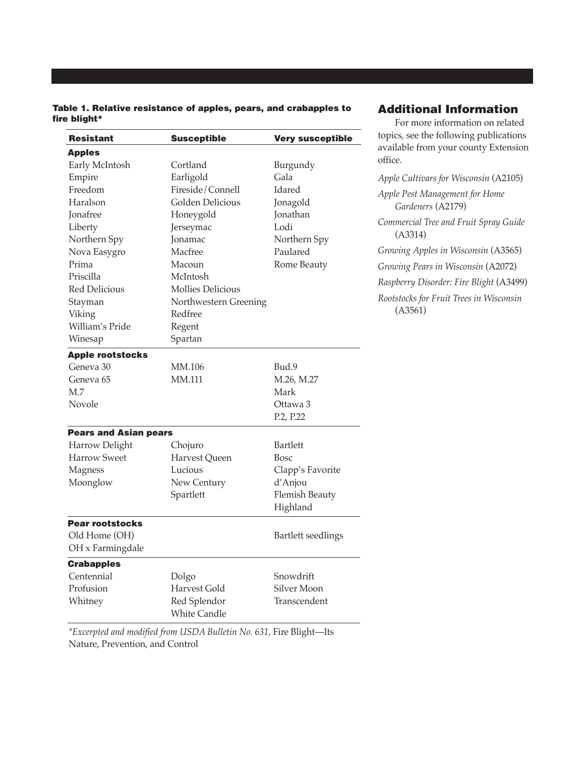**Table 1. Relative resistance of apples, pears, and crabapples to fire blight***

| Resistant | Susceptible | Very susceptible |
|---|---|---|
| **Apples** | | |
| Early McIntosh | Cortland | Burgundy |
| Empire | Earligold | Gala |
| Freedom | Fireside/Connell | Idared |
| Haralson | Golden Delicious | Jonagold |
| Jonafree | Honeygold | Jonathan |
| Liberty | Jerseymac | Lodi |
| Northern Spy | Jonamac | Northern Spy |
| Nova Easygro | Macfree | Paulared |
| Prima | Macoun | Rome Beauty |
| Priscilla | McIntosh | |
| Red Delicious | Mollies Delicious | |
| Stayman | Northwestern Greening | |
| Viking | Redfree | |
| William's Pride | Regent | |
| Winesap | Spartan | |
| **Apple rootstocks** | | |
| Geneva 30 | MM.106 | Bud.9 |
| Geneva 65 | MM.111 | M.26, M.27 |
| M.7 | | Mark |
| Novole | | Ottawa 3 |
| | | P.2, P.22 |
| **Pears and Asian pears** | | |
| Harrow Delight | Chojuro | Bartlett |
| Harrow Sweet | Harvest Queen | Bosc |
| Magness | Lucious | Clapp's Favorite |
| Moonglow | New Century | d'Anjou |
| | Spartlett | Flemish Beauty |
| | | Highland |
| **Pear rootstocks** | | |
| Old Home (OH) | | Bartlett seedlings |
| OH x Farmingdale | | |
| **Crabapples** | | |
| Centennial | Dolgo | Snowdrift |
| Profusion | Harvest Gold | Silver Moon |
| Whitney | Red Splendor | Transcendent |
| | White Candle | |

**Excerpted and modified from USDA Bulletin No. 631,* Fire Blight—Its Nature, Prevention, and Control

## Additional Information

For more information on related topics, see the following publications available from your county Extension office.

*Apple Cultivars for Wisconsin* (A2105)

*Apple Pest Management for Home Gardeners* (A2179)

*Commercial Tree and Fruit Spray Guide* (A3314)

*Growing Apples in Wisconsin* (A3565)

*Growing Pears in Wisconsin* (A2072)

*Raspberry Disorder: Fire Blight* (A3499)

*Rootstocks for Fruit Trees in Wisconsin* (A3561)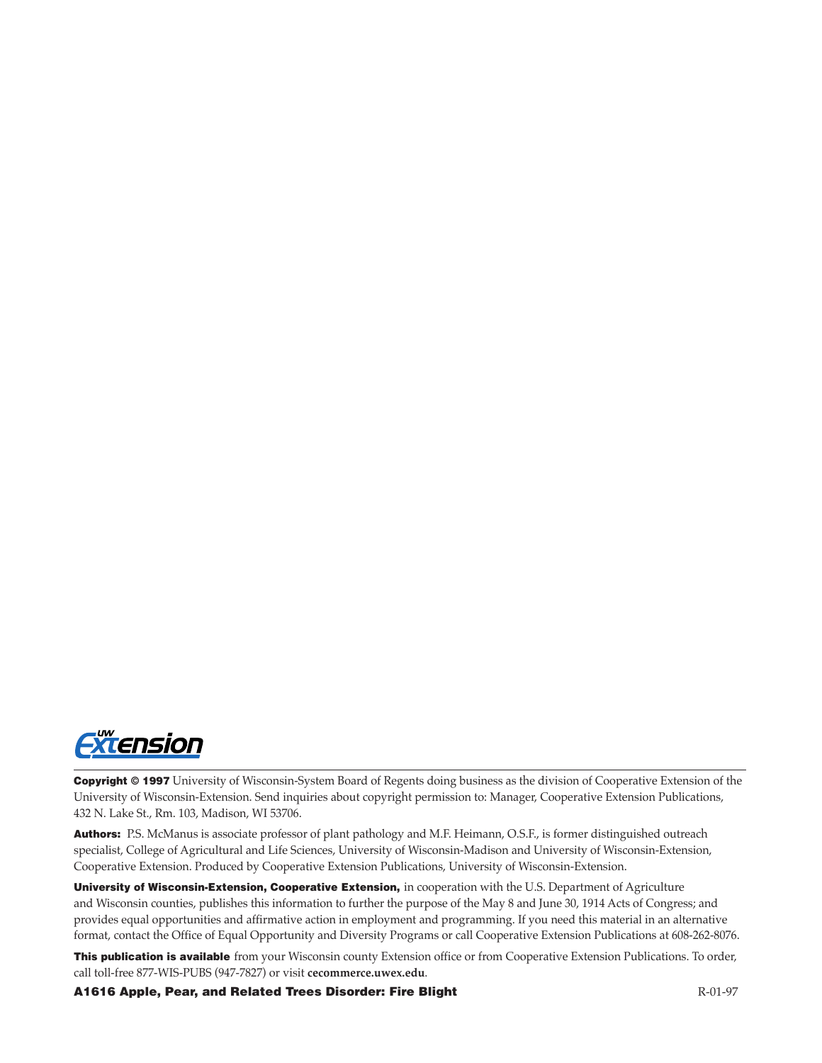**Copyright © 1997** University of Wisconsin-System Board of Regents doing business as the division of Cooperative Extension of the University of Wisconsin-Extension. Send inquiries about copyright permission to: Manager, Cooperative Extension Publications, 432 N. Lake St., Rm. 103, Madison, WI 53706.

**Authors:** P.S. McManus is associate professor of plant pathology and M.F. Heimann, O.S.F., is former distinguished outreach specialist, College of Agricultural and Life Sciences, University of Wisconsin-Madison and University of Wisconsin-Extension, Cooperative Extension. Produced by Cooperative Extension Publications, University of Wisconsin-Extension.

**University of Wisconsin-Extension, Cooperative Extension,** in cooperation with the U.S. Department of Agriculture and Wisconsin counties, publishes this information to further the purpose of the May 8 and June 30, 1914 Acts of Congress; and provides equal opportunities and affirmative action in employment and programming. If you need this material in an alternative format, contact the Office of Equal Opportunity and Diversity Programs or call Cooperative Extension Publications at 608-262-8076.

**This publication is available** from your Wisconsin county Extension office or from Cooperative Extension Publications. To order, call toll-free 877-WIS-PUBS (947-7827) or visit **cecommerce.uwex.edu**.

**A1616 Apple, Pear, and Related Trees Disorder: Fire Blight** R-01-97